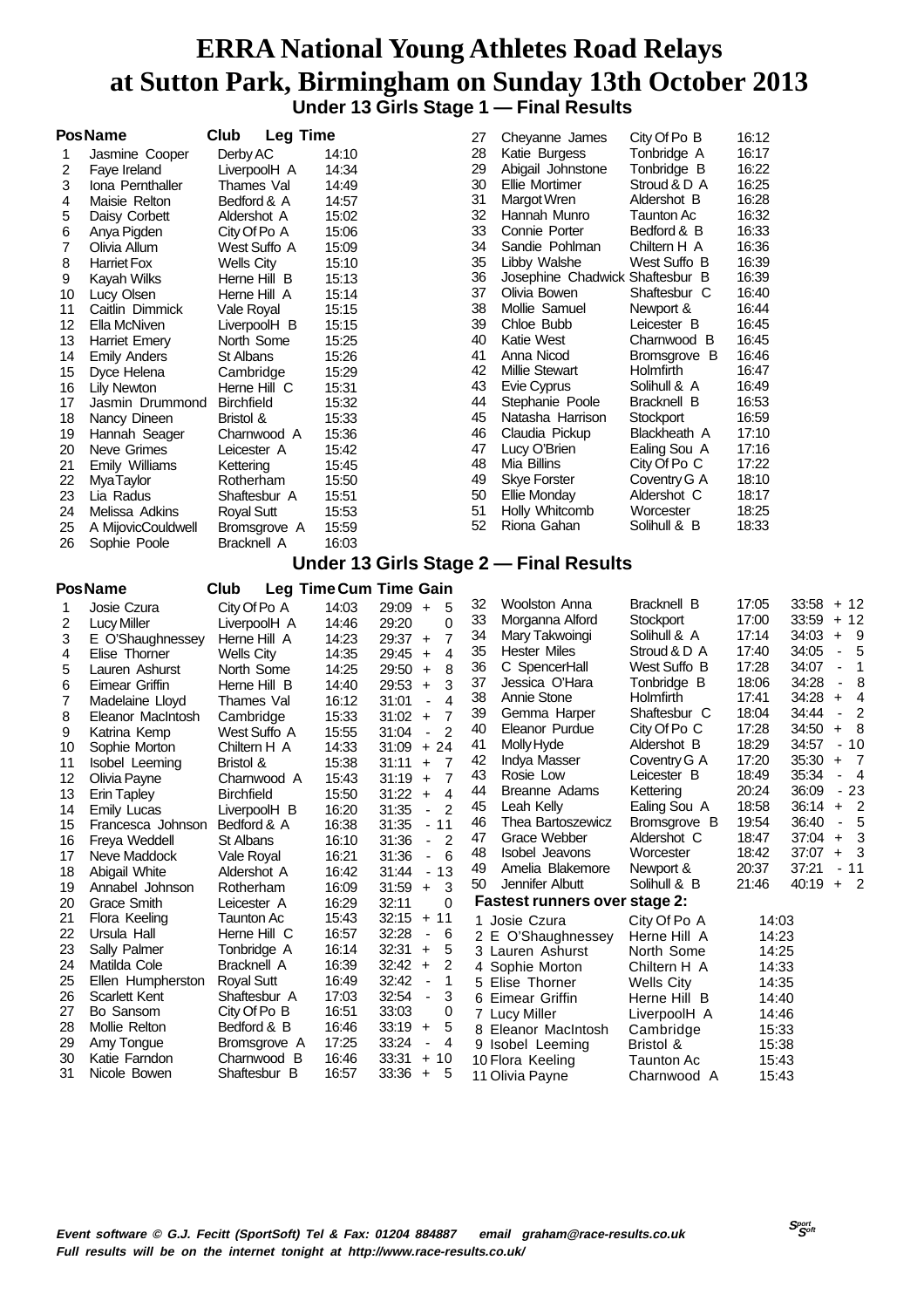# ERRA National Young Athletes Road Relays at Sutton Park, Birmingham on Sunday 13th October 2013

## Under 13 Girls Stage 1 — Final Results

| Pos | Name | Club | Leg Time |
|---|---|---|---|
| 1 | Jasmine Cooper | Derby AC | 14:10 |
| 2 | Faye Ireland | LiverpoolH A | 14:34 |
| 3 | Iona Pernthaller | Thames Val | 14:49 |
| 4 | Maisie Relton | Bedford & A | 14:57 |
| 5 | Daisy Corbett | Aldershot A | 15:02 |
| 6 | Anya Pigden | City Of Po A | 15:06 |
| 7 | Olivia Allum | West Suffo A | 15:09 |
| 8 | Harriet Fox | Wells City | 15:10 |
| 9 | Kayah Wilks | Herne Hill B | 15:13 |
| 10 | Lucy Olsen | Herne Hill A | 15:14 |
| 11 | Caitlin Dimmick | Vale Royal | 15:15 |
| 12 | Ella McNiven | LiverpoolH B | 15:15 |
| 13 | Harriet Emery | North Some | 15:25 |
| 14 | Emily Anders | St Albans | 15:26 |
| 15 | Dyce Helena | Cambridge | 15:29 |
| 16 | Lily Newton | Herne Hill C | 15:31 |
| 17 | Jasmin Drummond | Birchfield | 15:32 |
| 18 | Nancy Dineen | Bristol & | 15:33 |
| 19 | Hannah Seager | Charnwood A | 15:36 |
| 20 | Neve Grimes | Leicester A | 15:42 |
| 21 | Emily Williams | Kettering | 15:45 |
| 22 | Mya Taylor | Rotherham | 15:50 |
| 23 | Lia Radus | Shaftesbur A | 15:51 |
| 24 | Melissa Adkins | Royal Sutt | 15:53 |
| 25 | A MijovicCouldwell | Bromsgrove A | 15:59 |
| 26 | Sophie Poole | Bracknell A | 16:03 |
| 27 | Cheyanne James | City Of Po B | 16:12 |
| 28 | Katie Burgess | Tonbridge A | 16:17 |
| 29 | Abigail Johnstone | Tonbridge B | 16:22 |
| 30 | Ellie Mortimer | Stroud & D A | 16:25 |
| 31 | Margot Wren | Aldershot B | 16:28 |
| 32 | Hannah Munro | Taunton Ac | 16:32 |
| 33 | Connie Porter | Bedford & B | 16:33 |
| 34 | Sandie Pohlman | Chiltern H A | 16:36 |
| 35 | Libby Walshe | West Suffo B | 16:39 |
| 36 | Josephine Chadwick | Shaftesbur B | 16:39 |
| 37 | Olivia Bowen | Shaftesbur C | 16:40 |
| 38 | Mollie Samuel | Newport & | 16:44 |
| 39 | Chloe Bubb | Leicester B | 16:45 |
| 40 | Katie West | Charnwood B | 16:45 |
| 41 | Anna Nicod | Bromsgrove B | 16:46 |
| 42 | Millie Stewart | Holmfirth | 16:47 |
| 43 | Evie Cyprus | Solihull & A | 16:49 |
| 44 | Stephanie Poole | Bracknell B | 16:53 |
| 45 | Natasha Harrison | Stockport | 16:59 |
| 46 | Claudia Pickup | Blackheath A | 17:10 |
| 47 | Lucy O'Brien | Ealing Sou A | 17:16 |
| 48 | Mia Billins | City Of Po C | 17:22 |
| 49 | Skye Forster | Coventry G A | 18:10 |
| 50 | Ellie Monday | Aldershot C | 18:17 |
| 51 | Holly Whitcomb | Worcester | 18:25 |
| 52 | Riona Gahan | Solihull & B | 18:33 |

## Under 13 Girls Stage 2 — Final Results

| Pos | Name | Club | Leg Time | Cum Time | Gain |
|---|---|---|---|---|---|
| 1 | Josie Czura | City Of Po A | 14:03 | 29:09 | + 5 |
| 2 | Lucy Miller | LiverpoolH A | 14:46 | 29:20 | 0 |
| 3 | E O'Shaughnessey | Herne Hill A | 14:23 | 29:37 | + 7 |
| 4 | Elise Thorner | Wells City | 14:35 | 29:45 | + 4 |
| 5 | Lauren Ashurst | North Some | 14:25 | 29:50 | + 8 |
| 6 | Eimear Griffin | Herne Hill B | 14:40 | 29:53 | + 3 |
| 7 | Madelaine Lloyd | Thames Val | 16:12 | 31:01 | - 4 |
| 8 | Eleanor MacIntosh | Cambridge | 15:33 | 31:02 | + 7 |
| 9 | Katrina Kemp | West Suffo A | 15:55 | 31:04 | - 2 |
| 10 | Sophie Morton | Chiltern H A | 14:33 | 31:09 | + 24 |
| 11 | Isobel Leeming | Bristol & | 15:38 | 31:11 | + 7 |
| 12 | Olivia Payne | Charnwood A | 15:43 | 31:19 | + 7 |
| 13 | Erin Tapley | Birchfield | 15:50 | 31:22 | + 4 |
| 14 | Emily Lucas | LiverpoolH B | 16:20 | 31:35 | - 2 |
| 15 | Francesca Johnson | Bedford & A | 16:38 | 31:35 | - 11 |
| 16 | Freya Weddell | St Albans | 16:10 | 31:36 | - 2 |
| 17 | Neve Maddock | Vale Royal | 16:21 | 31:36 | - 6 |
| 18 | Abigail White | Aldershot A | 16:42 | 31:44 | - 13 |
| 19 | Annabel Johnson | Rotherham | 16:09 | 31:59 | + 3 |
| 20 | Grace Smith | Leicester A | 16:29 | 32:11 | 0 |
| 21 | Flora Keeling | Taunton Ac | 15:43 | 32:15 | + 11 |
| 22 | Ursula Hall | Herne Hill C | 16:57 | 32:28 | - 6 |
| 23 | Sally Palmer | Tonbridge A | 16:14 | 32:31 | + 5 |
| 24 | Matilda Cole | Bracknell A | 16:39 | 32:42 | + 2 |
| 25 | Ellen Humpherston | Royal Sutt | 16:49 | 32:42 | - 1 |
| 26 | Scarlett Kent | Shaftesbur A | 17:03 | 32:54 | - 3 |
| 27 | Bo Sansom | City Of Po B | 16:51 | 33:03 | 0 |
| 28 | Mollie Relton | Bedford & B | 16:46 | 33:19 | + 5 |
| 29 | Amy Tongue | Bromsgrove A | 17:25 | 33:24 | - 4 |
| 30 | Katie Farndon | Charnwood B | 16:46 | 33:31 | + 10 |
| 31 | Nicole Bowen | Shaftesbur B | 16:57 | 33:36 | + 5 |
| 32 | Woolston Anna | Bracknell B | 17:05 | 33:58 | + 12 |
| 33 | Morganna Alford | Stockport | 17:00 | 33:59 | + 12 |
| 34 | Mary Takwoingi | Solihull & A | 17:14 | 34:03 | + 9 |
| 35 | Hester Miles | Stroud & D A | 17:40 | 34:05 | - 5 |
| 36 | C SpencerHall | West Suffo B | 17:28 | 34:07 | - 1 |
| 37 | Jessica O'Hara | Tonbridge B | 18:06 | 34:28 | - 8 |
| 38 | Annie Stone | Holmfirth | 17:41 | 34:28 | + 4 |
| 39 | Gemma Harper | Shaftesbur C | 18:04 | 34:44 | - 2 |
| 40 | Eleanor Purdue | City Of Po C | 17:28 | 34:50 | + 8 |
| 41 | Molly Hyde | Aldershot B | 18:29 | 34:57 | - 10 |
| 42 | Indya Masser | Coventry G A | 17:20 | 35:30 | + 7 |
| 43 | Rosie Low | Leicester B | 18:49 | 35:34 | - 4 |
| 44 | Breanne Adams | Kettering | 20:24 | 36:09 | - 23 |
| 45 | Leah Kelly | Ealing Sou A | 18:58 | 36:14 | + 2 |
| 46 | Thea Bartoszewicz | Bromsgrove B | 19:54 | 36:40 | - 5 |
| 47 | Grace Webber | Aldershot C | 18:47 | 37:04 | + 3 |
| 48 | Isobel Jeavons | Worcester | 18:42 | 37:07 | + 3 |
| 49 | Amelia Blakemore | Newport & | 20:37 | 37:21 | - 11 |
| 50 | Jennifer Albutt | Solihull & B | 21:46 | 40:19 | + 2 |

### Fastest runners over stage 2:

| | Name | Club | Time |
|---|---|---|---|
| 1 | Josie Czura | City Of Po A | 14:03 |
| 2 | E O'Shaughnessey | Herne Hill A | 14:23 |
| 3 | Lauren Ashurst | North Some | 14:25 |
| 4 | Sophie Morton | Chiltern H A | 14:33 |
| 5 | Elise Thorner | Wells City | 14:35 |
| 6 | Eimear Griffin | Herne Hill B | 14:40 |
| 7 | Lucy Miller | LiverpoolH A | 14:46 |
| 8 | Eleanor MacIntosh | Cambridge | 15:33 |
| 9 | Isobel Leeming | Bristol & | 15:38 |
| 10 | Flora Keeling | Taunton Ac | 15:43 |
| 11 | Olivia Payne | Charnwood A | 15:43 |

*Event software © G.J. Fecitt (SportSoft) Tel & Fax: 01204 884887 email graham@race-results.co.uk*
*Full results will be on the internet tonight at http://www.race-results.co.uk/*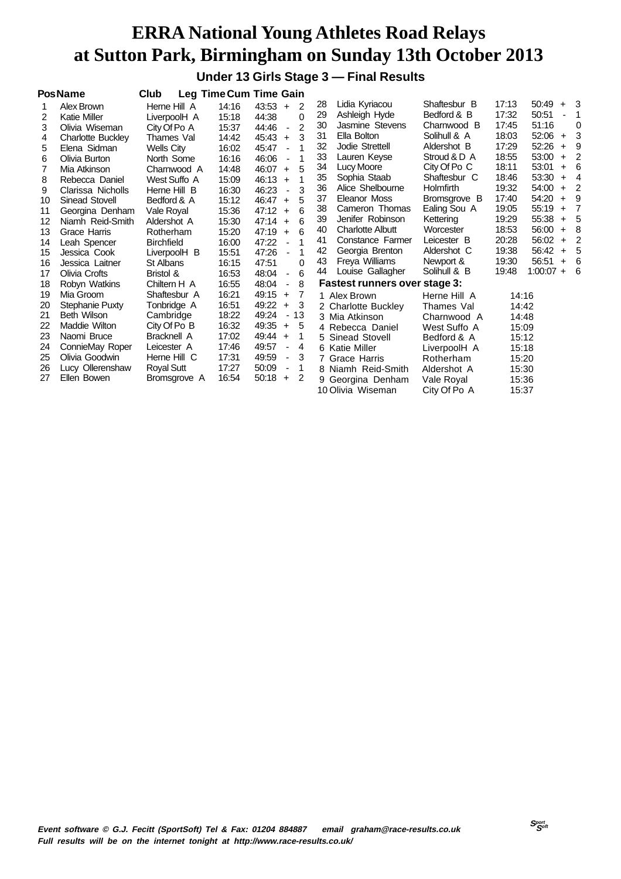# ERRA National Young Athletes Road Relays at Sutton Park, Birmingham on Sunday 13th October 2013

## Under 13 Girls Stage 3 — Final Results

| Pos | Name | Club | Leg Time | Cum Time | Gain |
|---|---|---|---|---|---|
| 1 | Alex Brown | Herne Hill A | 14:16 | 43:53 | + 2 |
| 2 | Katie Miller | LiverpoolH A | 15:18 | 44:38 | 0 |
| 3 | Olivia Wiseman | City Of Po A | 15:37 | 44:46 | - 2 |
| 4 | Charlotte Buckley | Thames Val | 14:42 | 45:43 | + 3 |
| 5 | Elena Sidman | Wells City | 16:02 | 45:47 | - 1 |
| 6 | Olivia Burton | North Some | 16:16 | 46:06 | - 1 |
| 7 | Mia Atkinson | Charnwood A | 14:48 | 46:07 | + 5 |
| 8 | Rebecca Daniel | West Suffo A | 15:09 | 46:13 | + 1 |
| 9 | Clarissa Nicholls | Herne Hill B | 16:30 | 46:23 | - 3 |
| 10 | Sinead Stovell | Bedford & A | 15:12 | 46:47 | + 5 |
| 11 | Georgina Denham | Vale Royal | 15:36 | 47:12 | + 6 |
| 12 | Niamh Reid-Smith | Aldershot A | 15:30 | 47:14 | + 6 |
| 13 | Grace Harris | Rotherham | 15:20 | 47:19 | + 6 |
| 14 | Leah Spencer | Birchfield | 16:00 | 47:22 | - 1 |
| 15 | Jessica Cook | LiverpoolH B | 15:51 | 47:26 | - 1 |
| 16 | Jessica Laitner | St Albans | 16:15 | 47:51 | 0 |
| 17 | Olivia Crofts | Bristol & | 16:53 | 48:04 | - 6 |
| 18 | Robyn Watkins | Chiltern H A | 16:55 | 48:04 | - 8 |
| 19 | Mia Groom | Shaftesbur A | 16:21 | 49:15 | + 7 |
| 20 | Stephanie Puxty | Tonbridge A | 16:51 | 49:22 | + 3 |
| 21 | Beth Wilson | Cambridge | 18:22 | 49:24 | - 13 |
| 22 | Maddie Wilton | City Of Po B | 16:32 | 49:35 | + 5 |
| 23 | Naomi Bruce | Bracknell A | 17:02 | 49:44 | + 1 |
| 24 | ConnieMay Roper | Leicester A | 17:46 | 49:57 | - 4 |
| 25 | Olivia Goodwin | Herne Hill C | 17:31 | 49:59 | - 3 |
| 26 | Lucy Ollerenshaw | Royal Sutt | 17:27 | 50:09 | - 1 |
| 27 | Ellen Bowen | Bromsgrove A | 16:54 | 50:18 | + 2 |
| 28 | Lidia Kyriacou | Shaftesbur B | 17:13 | 50:49 | + 3 |
| 29 | Ashleigh Hyde | Bedford & B | 17:32 | 50:51 | - 1 |
| 30 | Jasmine Stevens | Charnwood B | 17:45 | 51:16 | 0 |
| 31 | Ella Bolton | Solihull & A | 18:03 | 52:06 | + 3 |
| 32 | Jodie Strettell | Aldershot B | 17:29 | 52:26 | + 9 |
| 33 | Lauren Keyse | Stroud & D A | 18:55 | 53:00 | + 2 |
| 34 | Lucy Moore | City Of Po C | 18:11 | 53:01 | + 6 |
| 35 | Sophia Staab | Shaftesbur C | 18:46 | 53:30 | + 4 |
| 36 | Alice Shelbourne | Holmfirth | 19:32 | 54:00 | + 2 |
| 37 | Eleanor Moss | Bromsgrove B | 17:40 | 54:20 | + 9 |
| 38 | Cameron Thomas | Ealing Sou A | 19:05 | 55:19 | + 7 |
| 39 | Jenifer Robinson | Kettering | 19:29 | 55:38 | + 5 |
| 40 | Charlotte Albutt | Worcester | 18:53 | 56:00 | + 8 |
| 41 | Constance Farmer | Leicester B | 20:28 | 56:02 | + 2 |
| 42 | Georgia Brenton | Aldershot C | 19:38 | 56:42 | + 5 |
| 43 | Freya Williams | Newport & | 19:30 | 56:51 | + 6 |
| 44 | Louise Gallagher | Solihull & B | 19:48 | 1:00:07 | + 6 |

**Fastest runners over stage 3:**

| | Name | Club | Time |
|---|---|---|---|
| 1 | Alex Brown | Herne Hill A | 14:16 |
| 2 | Charlotte Buckley | Thames Val | 14:42 |
| 3 | Mia Atkinson | Charnwood A | 14:48 |
| 4 | Rebecca Daniel | West Suffo A | 15:09 |
| 5 | Sinead Stovell | Bedford & A | 15:12 |
| 6 | Katie Miller | LiverpoolH A | 15:18 |
| 7 | Grace Harris | Rotherham | 15:20 |
| 8 | Niamh Reid-Smith | Aldershot A | 15:30 |
| 9 | Georgina Denham | Vale Royal | 15:36 |
| 10 | Olivia Wiseman | City Of Po A | 15:37 |

*Event software © G.J. Fecitt (SportSoft) Tel & Fax: 01204 884887 email graham@race-results.co.uk*
*Full results will be on the internet tonight at http://www.race-results.co.uk/*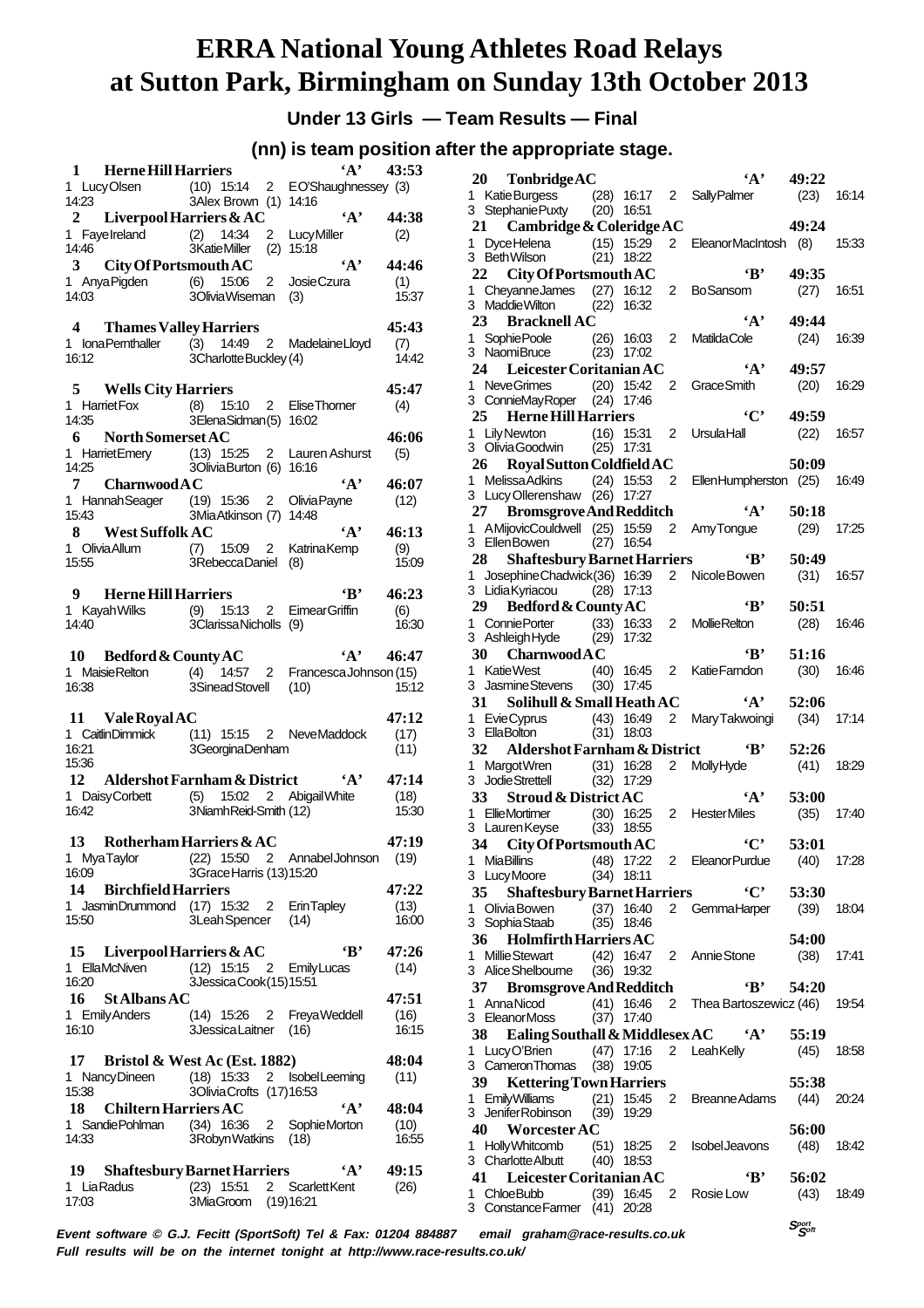# ERRA National Young Athletes Road Relays at Sutton Park, Birmingham on Sunday 13th October 2013

**Under 13 Girls — Team Results — Final**

**(nn) is team position after the appropriate stage.**

**1 Herne Hill Harriers 'A' 43:53**
1 Lucy Olsen (10) 15:14 2 E O'Shaughnessy (3) 14:23 3 Alex Brown (1) 14:16

**2 Liverpool Harriers & AC 'A' 44:38**
1 Faye Ireland (2) 14:34 2 Lucy Miller (2) 14:46 3 Katie Miller (2) 15:18

**3 City Of Portsmouth AC 'A' 44:46**
1 Anya Pigden (6) 15:06 2 Josie Czura (1) 14:03 3 Olivia Wiseman (3) 15:37

**4 Thames Valley Harriers 45:43**
1 Iona Pernthaler (3) 14:49 2 Madelaine Lloyd (7) 16:12 3 Charlotte Buckley (4) 14:42

**5 Wells City Harriers 45:47**
1 Harriet Fox (8) 15:10 2 Elise Thorner (4) 14:35 3 Elena Sidman (5) 16:02

**6 North Somerset AC 46:06**
1 Harriet Emery (13) 15:25 2 Lauren Ashurst (5) 14:25 3 Olivia Burton (6) 16:16

**7 Charnwood AC 'A' 46:07**
1 Hannah Seager (19) 15:36 2 Olivia Payne (12) 15:43 3 Mia Atkinson (7) 14:48

**8 West Suffolk AC 'A' 46:13**
1 Olivia Allum (7) 15:09 2 Katrina Kemp (9) 15:55 3 Rebecca Daniel (8) 15:09

**9 Herne Hill Harriers 'B' 46:23**
1 Kayah Wilks (9) 15:13 2 Eimear Griffin (6) 14:40 3 Clarissa Nicholls (9) 16:30

**10 Bedford & County AC 'A' 46:47**
1 Maisie Relton (4) 14:57 2 Francesca Johnson (15) 16:38 3 Sinead Stovell (10) 15:12

**11 Vale Royal AC 47:12**
1 Caitlin Dimmick (11) 15:15 2 Neve Maddock (17) 16:21 3 Georgina Denham (11) 15:36

**12 Aldershot Farnham & District 'A' 47:14**
1 Daisy Corbett (5) 15:02 2 Abigail White (18) 16:42 3 Niamh Reid-Smith (12) 15:30

**13 Rotherham Harriers & AC 47:19**
1 Mya Taylor (22) 15:50 2 Annabel Johnson (19) 16:09 3 Grace Harris (13) 15:20

**14 Birchfield Harriers 47:22**
1 Jasmin Drummond (17) 15:32 2 Erin Tapley (13) 15:50 3 Leah Spencer (14) 16:00

**15 Liverpool Harriers & AC 'B' 47:26**
1 Ella McNiven (12) 15:15 2 Emily Lucas (14) 16:20 3 Jessica Cook (15) 15:51

**16 St Albans AC 47:51**
1 Emily Anders (14) 15:26 2 Freya Weddell (16) 16:10 3 Jessica Laitner (16) 16:15

**17 Bristol & West Ac (Est. 1882) 48:04**
1 Nancy Dineen (18) 15:33 2 Isobel Leeming (11) 15:38 3 Olivia Crofts (17) 16:53

**18 Chiltern Harriers AC 'A' 48:04**
1 Sandie Pohlman (34) 16:36 2 Sophie Morton (10) 14:33 3 Robyn Watkins (18) 16:55

**19 Shaftesbury Barnet Harriers 'A' 49:15**
1 Lia Radus (23) 15:51 2 Scarlett Kent (26) 17:03 3 Mia Groom (19) 16:21

**20 Tonbridge AC 'A' 49:22**
1 Katie Burgess (28) 16:17 2 Sally Palmer (23) 16:14
3 Stephanie Puxty (20) 16:51

**21 Cambridge & Coleridge AC 49:24**
1 Dyce Helena (15) 15:29 2 Eleanor MacIntosh (8) 15:33
3 Beth Wilson (21) 18:22

**22 City Of Portsmouth AC 'B' 49:35**
1 Cheyanne James (27) 16:12 2 Bo Sansom (27) 16:51
3 Maddie Wilton (22) 16:32

**23 Bracknell AC 'A' 49:44**
1 Sophie Poole (26) 16:03 2 Matilda Cole (24) 16:39
3 Naomi Bruce (23) 17:02

**24 Leicester Coritanian AC 'A' 49:57**
1 Neve Grimes (20) 15:42 2 Grace Smith (20) 16:29
3 Connie May Roper (24) 17:46

**25 Herne Hill Harriers 'C' 49:59**
1 Lily Newton (16) 15:31 2 Ursula Hall (22) 16:57
3 Olivia Goodwin (25) 17:31

**26 Royal Sutton Coldfield AC 50:09**
1 Melissa Adkins (24) 15:53 2 Ellen Humpherston (25) 16:49
3 Lucy Ollerenshaw (26) 17:27

**27 Bromsgrove And Redditch 'A' 50:18**
1 A Mijovic Couldwell (25) 15:59 2 Amy Tongue (29) 17:25
3 Ellen Bowen (27) 16:54

**28 Shaftesbury Barnet Harriers 'B' 50:49**
1 Josephine Chadwick (36) 16:39 2 Nicole Bowen (31) 16:57
3 Lidia Kyriacou (28) 17:13

**29 Bedford & County AC 'B' 50:51**
1 Connie Porter (33) 16:33 2 Mollie Relton (28) 16:46
3 Ashleigh Hyde (29) 17:32

**30 Charnwood AC 'B' 51:16**
1 Katie West (40) 16:45 2 Katie Farndon (30) 16:46
3 Jasmine Stevens (30) 17:45

**31 Solihull & Small Heath AC 'A' 52:06**
1 Evie Cyprus (43) 16:49 2 Mary Takwoingi (34) 17:14
3 Ella Bolton (31) 18:03

**32 Aldershot Farnham & District 'B' 52:26**
1 Margot Wren (31) 16:28 2 Molly Hyde (41) 18:29
3 Jodie Strettell (32) 17:29

**33 Stroud & District AC 'A' 53:00**
1 Ellie Mortimer (30) 16:25 2 Hester Miles (35) 17:40
3 Lauren Keyse (33) 18:55

**34 City Of Portsmouth AC 'C' 53:01**
1 Mia Billins (48) 17:22 2 Eleanor Purdue (40) 17:28
3 Lucy Moore (34) 18:11

**35 Shaftesbury Barnet Harriers 'C' 53:30**
1 Olivia Bowen (37) 16:40 2 Gemma Harper (39) 18:04
3 Sophia Staab (35) 18:46

**36 Holmfirth Harriers AC 54:00**
1 Millie Stewart (42) 16:47 2 Annie Stone (38) 17:41
3 Alice Shelbourne (36) 19:32

**37 Bromsgrove And Redditch 'B' 54:20**
1 Anna Nicod (41) 16:46 2 Thea Bartoszewicz (46) 19:54
3 Eleanor Moss (37) 17:40

**38 Ealing Southall & Middlesex AC 'A' 55:19**
1 Lucy O'Brien (47) 17:16 2 Leah Kelly (45) 18:58
3 Cameron Thomas (38) 19:05

**39 Kettering Town Harriers 55:38**
1 Emily Williams (21) 15:45 2 Breanne Adams (44) 20:24
3 Jenifer Robinson (39) 19:29

**40 Worcester AC 56:00**
1 Holly Whitcomb (51) 18:25 2 Isobel Jeavons (48) 18:42
3 Charlotte Albutt (40) 18:53

**41 Leicester Coritanian AC 'B' 56:02**
1 Chloe Bubb (39) 16:45 2 Rosie Low (43) 18:49
3 Constance Farmer (41) 20:28

*Event software © G.J. Fecitt (SportSoft) Tel & Fax: 01204 884887 email graham@race-results.co.uk*
*Full results will be on the internet tonight at http://www.race-results.co.uk/*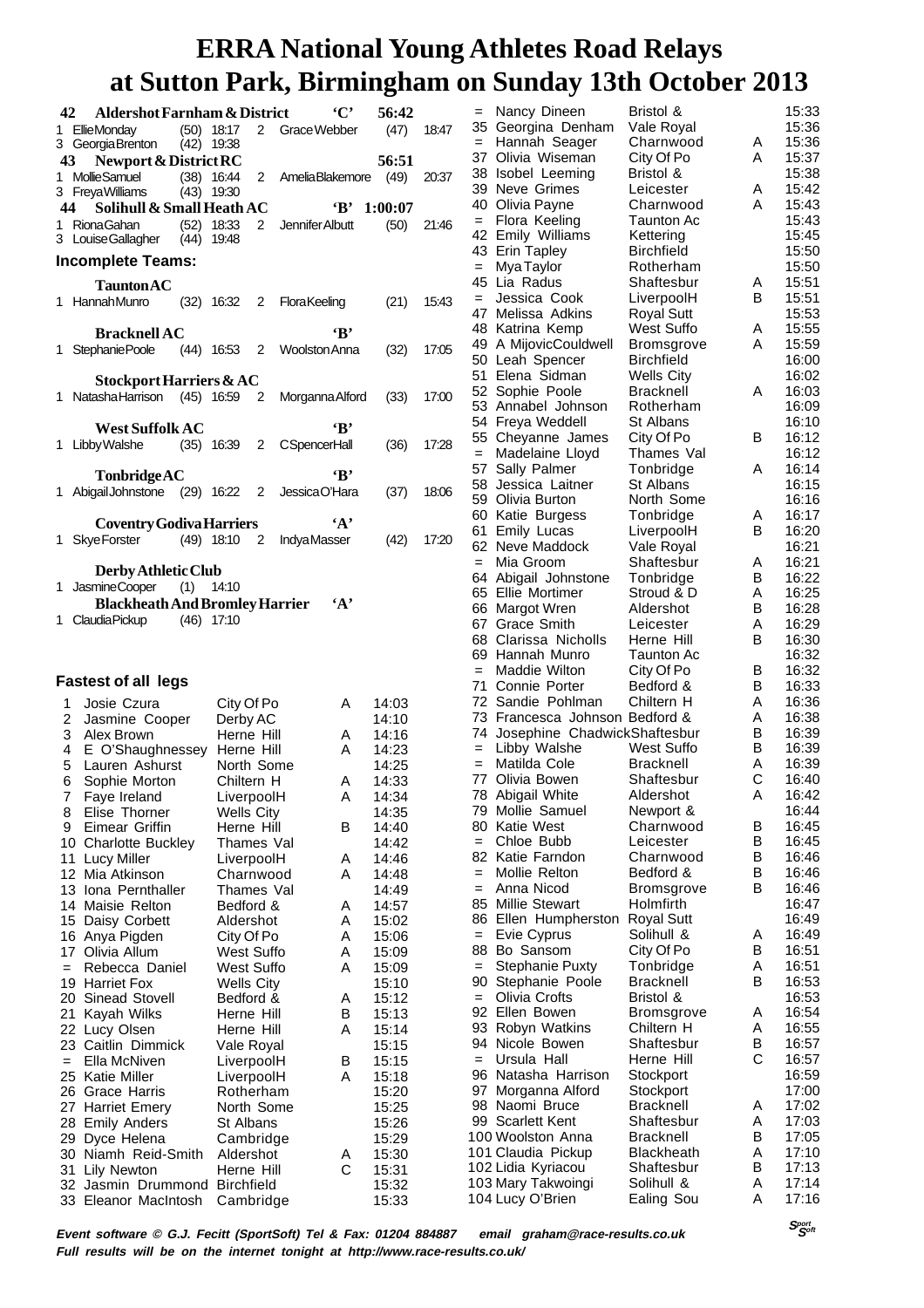# ERRA National Young Athletes Road Relays at Sutton Park, Birmingham on Sunday 13th October 2013

**42 Aldershot Farnham & District 'C' 56:42**
1 Ellie Monday (50) 18:17 2 Grace Webber (47) 18:47
3 Georgia Brenton (42) 19:38

**43 Newport & District RC 56:51**
1 Mollie Samuel (38) 16:44 2 Amelia Blakemore (49) 20:37
3 Freya Williams (43) 19:30

**44 Solihull & Small Heath AC 'B' 1:00:07**
1 Riona Gahan (52) 18:33 2 Jennifer Albutt (50) 21:46
3 Louise Gallagher (44) 19:48

### Incomplete Teams:

**Taunton AC**
1 Hannah Munro (32) 16:32 2 Flora Keeling (21) 15:43

**Bracknell AC 'B'**
1 Stephanie Poole (44) 16:53 2 Woolston Anna (32) 17:05

**Stockport Harriers & AC**
1 Natasha Harrison (45) 16:59 2 Morganna Alford (33) 17:00

**West Suffolk AC 'B'**
1 Libby Walshe (35) 16:39 2 C Spencer Hall (36) 17:28

**Tonbridge AC 'B'**
1 Abigail Johnstone (29) 16:22 2 Jessica O'Hara (37) 18:06

**Coventry Godiva Harriers 'A'**
1 Skye Forster (49) 18:10 2 Indya Masser (42) 17:20

**Derby Athletic Club**
1 Jasmine Cooper (1) 14:10

**Blackheath And Bromley Harrier 'A'**
1 Claudia Pickup (46) 17:10

### Fastest of all legs

| Pos | Name | Club | Team | Time |
|---|---|---|---|---|
| 1 | Josie Czura | City Of Po | A | 14:03 |
| 2 | Jasmine Cooper | Derby AC | | 14:10 |
| 3 | Alex Brown | Herne Hill | A | 14:16 |
| 4 | E O'Shaughnessey | Herne Hill | A | 14:23 |
| 5 | Lauren Ashurst | North Some | | 14:25 |
| 6 | Sophie Morton | Chiltern H | A | 14:33 |
| 7 | Faye Ireland | LiverpoolH | A | 14:34 |
| 8 | Elise Thorner | Wells City | | 14:35 |
| 9 | Eimear Griffin | Herne Hill | B | 14:40 |
| 10 | Charlotte Buckley | Thames Val | | 14:42 |
| 11 | Lucy Miller | LiverpoolH | A | 14:46 |
| 12 | Mia Atkinson | Charnwood | A | 14:48 |
| 13 | Iona Pernthaller | Thames Val | | 14:49 |
| 14 | Maisie Relton | Bedford & | A | 14:57 |
| 15 | Daisy Corbett | Aldershot | A | 15:02 |
| 16 | Anya Pigden | City Of Po | A | 15:06 |
| 17 | Olivia Allum | West Suffo | A | 15:09 |
| = | Rebecca Daniel | West Suffo | A | 15:09 |
| 19 | Harriet Fox | Wells City | | 15:10 |
| 20 | Sinead Stovell | Bedford & | A | 15:12 |
| 21 | Kayah Wilks | Herne Hill | B | 15:13 |
| 22 | Lucy Olsen | Herne Hill | A | 15:14 |
| 23 | Caitlin Dimmick | Vale Royal | | 15:15 |
| = | Ella McNiven | LiverpoolH | B | 15:15 |
| 25 | Katie Miller | LiverpoolH | A | 15:18 |
| 26 | Grace Harris | Rotherham | | 15:20 |
| 27 | Harriet Emery | North Some | | 15:25 |
| 28 | Emily Anders | St Albans | | 15:26 |
| 29 | Dyce Helena | Cambridge | | 15:29 |
| 30 | Niamh Reid-Smith | Aldershot | A | 15:30 |
| 31 | Lily Newton | Herne Hill | C | 15:31 |
| 32 | Jasmin Drummond | Birchfield | | 15:32 |
| 33 | Eleanor MacIntosh | Cambridge | | 15:33 |
| = | Nancy Dineen | Bristol & | | 15:33 |
| 35 | Georgina Denham | Vale Royal | | 15:36 |
| = | Hannah Seager | Charnwood | A | 15:36 |
| 37 | Olivia Wiseman | City Of Po | A | 15:37 |
| 38 | Isobel Leeming | Bristol & | | 15:38 |
| 39 | Neve Grimes | Leicester | A | 15:42 |
| 40 | Olivia Payne | Charnwood | A | 15:43 |
| = | Flora Keeling | Taunton Ac | | 15:43 |
| 42 | Emily Williams | Kettering | | 15:45 |
| 43 | Erin Tapley | Birchfield | | 15:50 |
| = | Mya Taylor | Rotherham | | 15:50 |
| 45 | Lia Radus | Shaftesbur | A | 15:51 |
| = | Jessica Cook | LiverpoolH | B | 15:51 |
| 47 | Melissa Adkins | Royal Sutt | | 15:53 |
| 48 | Katrina Kemp | West Suffo | A | 15:55 |
| 49 | A MijovicCouldwell | Bromsgrove | A | 15:59 |
| 50 | Leah Spencer | Birchfield | | 16:00 |
| 51 | Elena Sidman | Wells City | | 16:02 |
| 52 | Sophie Poole | Bracknell | A | 16:03 |
| 53 | Annabel Johnson | Rotherham | | 16:09 |
| 54 | Freya Weddell | St Albans | | 16:10 |
| 55 | Cheyanne James | City Of Po | B | 16:12 |
| = | Madelaine Lloyd | Thames Val | | 16:12 |
| 57 | Sally Palmer | Tonbridge | A | 16:14 |
| 58 | Jessica Laitner | St Albans | | 16:15 |
| 59 | Olivia Burton | North Some | | 16:16 |
| 60 | Katie Burgess | Tonbridge | A | 16:17 |
| 61 | Emily Lucas | LiverpoolH | B | 16:20 |
| 62 | Neve Maddock | Vale Royal | | 16:21 |
| = | Mia Groom | Shaftesbur | A | 16:21 |
| 64 | Abigail Johnstone | Tonbridge | B | 16:22 |
| 65 | Ellie Mortimer | Stroud & D | A | 16:25 |
| 66 | Margot Wren | Aldershot | B | 16:28 |
| 67 | Grace Smith | Leicester | A | 16:29 |
| 68 | Clarissa Nicholls | Herne Hill | B | 16:30 |
| 69 | Hannah Munro | Taunton Ac | | 16:32 |
| = | Maddie Wilton | City Of Po | B | 16:32 |
| 71 | Connie Porter | Bedford & | B | 16:33 |
| 72 | Sandie Pohlman | Chiltern H | A | 16:36 |
| 73 | Francesca Johnson | Bedford & | A | 16:38 |
| 74 | Josephine Chadwick | Shaftesbur | B | 16:39 |
| = | Libby Walshe | West Suffo | B | 16:39 |
| = | Matilda Cole | Bracknell | A | 16:39 |
| 77 | Olivia Bowen | Shaftesbur | C | 16:40 |
| 78 | Abigail White | Aldershot | A | 16:42 |
| 79 | Mollie Samuel | Newport & | | 16:44 |
| 80 | Katie West | Charnwood | B | 16:45 |
| = | Chloe Bubb | Leicester | B | 16:45 |
| 82 | Katie Farndon | Charnwood | B | 16:46 |
| = | Mollie Relton | Bedford & | B | 16:46 |
| = | Anna Nicod | Bromsgrove | B | 16:46 |
| 85 | Millie Stewart | Holmfirth | | 16:47 |
| 86 | Ellen Humpherston | Royal Sutt | | 16:49 |
| = | Evie Cyprus | Solihull & | A | 16:49 |
| 88 | Bo Sansom | City Of Po | B | 16:51 |
| = | Stephanie Puxty | Tonbridge | A | 16:51 |
| 90 | Stephanie Poole | Bracknell | B | 16:53 |
| = | Olivia Crofts | Bristol & | | 16:53 |
| 92 | Ellen Bowen | Bromsgrove | A | 16:54 |
| 93 | Robyn Watkins | Chiltern H | A | 16:55 |
| 94 | Nicole Bowen | Shaftesbur | B | 16:57 |
| = | Ursula Hall | Herne Hill | C | 16:57 |
| 96 | Natasha Harrison | Stockport | | 16:59 |
| 97 | Morganna Alford | Stockport | | 17:00 |
| 98 | Naomi Bruce | Bracknell | A | 17:02 |
| 99 | Scarlett Kent | Shaftesbur | A | 17:03 |
| 100 | Woolston Anna | Bracknell | B | 17:05 |
| 101 | Claudia Pickup | Blackheath | A | 17:10 |
| 102 | Lidia Kyriacou | Shaftesbur | B | 17:13 |
| 103 | Mary Takwoingi | Solihull & | A | 17:14 |
| 104 | Lucy O'Brien | Ealing Sou | A | 17:16 |

*Event software © G.J. Fecitt (SportSoft) Tel & Fax: 01204 884887 email graham@race-results.co.uk*
*Full results will be on the internet tonight at http://www.race-results.co.uk/*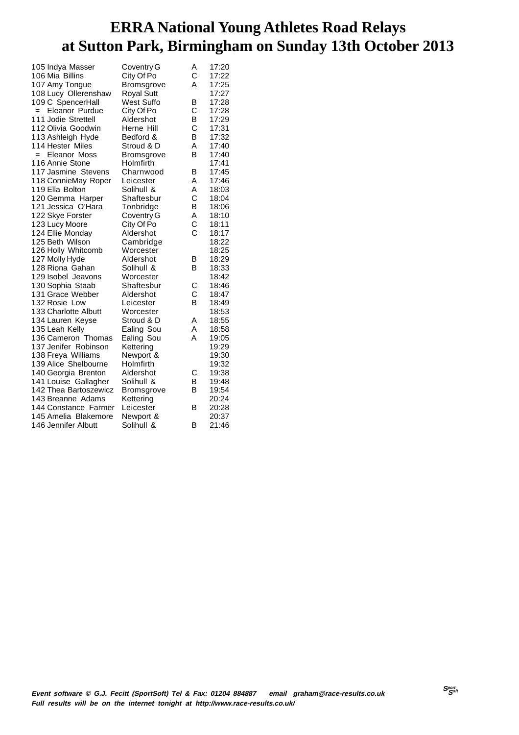# ERRA National Young Athletes Road Relays at Sutton Park, Birmingham on Sunday 13th October 2013

| | | | |
|---|---|---|---|
| 105 Indya Masser | Coventry G | A | 17:20 |
| 106 Mia Billins | City Of Po | C | 17:22 |
| 107 Amy Tongue | Bromsgrove | A | 17:25 |
| 108 Lucy Ollerenshaw | Royal Sutt | | 17:27 |
| 109 C SpencerHall | West Suffo | B | 17:28 |
| = Eleanor Purdue | City Of Po | C | 17:28 |
| 111 Jodie Strettell | Aldershot | B | 17:29 |
| 112 Olivia Goodwin | Herne Hill | C | 17:31 |
| 113 Ashleigh Hyde | Bedford & | B | 17:32 |
| 114 Hester Miles | Stroud & D | A | 17:40 |
| = Eleanor Moss | Bromsgrove | B | 17:40 |
| 116 Annie Stone | Holmfirth | | 17:41 |
| 117 Jasmine Stevens | Charnwood | B | 17:45 |
| 118 ConnieMay Roper | Leicester | A | 17:46 |
| 119 Ella Bolton | Solihull & | A | 18:03 |
| 120 Gemma Harper | Shaftesbur | C | 18:04 |
| 121 Jessica O'Hara | Tonbridge | B | 18:06 |
| 122 Skye Forster | Coventry G | A | 18:10 |
| 123 Lucy Moore | City Of Po | C | 18:11 |
| 124 Ellie Monday | Aldershot | C | 18:17 |
| 125 Beth Wilson | Cambridge | | 18:22 |
| 126 Holly Whitcomb | Worcester | | 18:25 |
| 127 Molly Hyde | Aldershot | B | 18:29 |
| 128 Riona Gahan | Solihull & | B | 18:33 |
| 129 Isobel Jeavons | Worcester | | 18:42 |
| 130 Sophia Staab | Shaftesbur | C | 18:46 |
| 131 Grace Webber | Aldershot | C | 18:47 |
| 132 Rosie Low | Leicester | B | 18:49 |
| 133 Charlotte Albutt | Worcester | | 18:53 |
| 134 Lauren Keyse | Stroud & D | A | 18:55 |
| 135 Leah Kelly | Ealing Sou | A | 18:58 |
| 136 Cameron Thomas | Ealing Sou | A | 19:05 |
| 137 Jenifer Robinson | Kettering | | 19:29 |
| 138 Freya Williams | Newport & | | 19:30 |
| 139 Alice Shelbourne | Holmfirth | | 19:32 |
| 140 Georgia Brenton | Aldershot | C | 19:38 |
| 141 Louise Gallagher | Solihull & | B | 19:48 |
| 142 Thea Bartoszewicz | Bromsgrove | B | 19:54 |
| 143 Breanne Adams | Kettering | | 20:24 |
| 144 Constance Farmer | Leicester | B | 20:28 |
| 145 Amelia Blakemore | Newport & | | 20:37 |
| 146 Jennifer Albutt | Solihull & | B | 21:46 |

*Event software © G.J. Fecitt (SportSoft) Tel & Fax: 01204 884887 email graham@race-results.co.uk*
*Full results will be on the internet tonight at http://www.race-results.co.uk/*